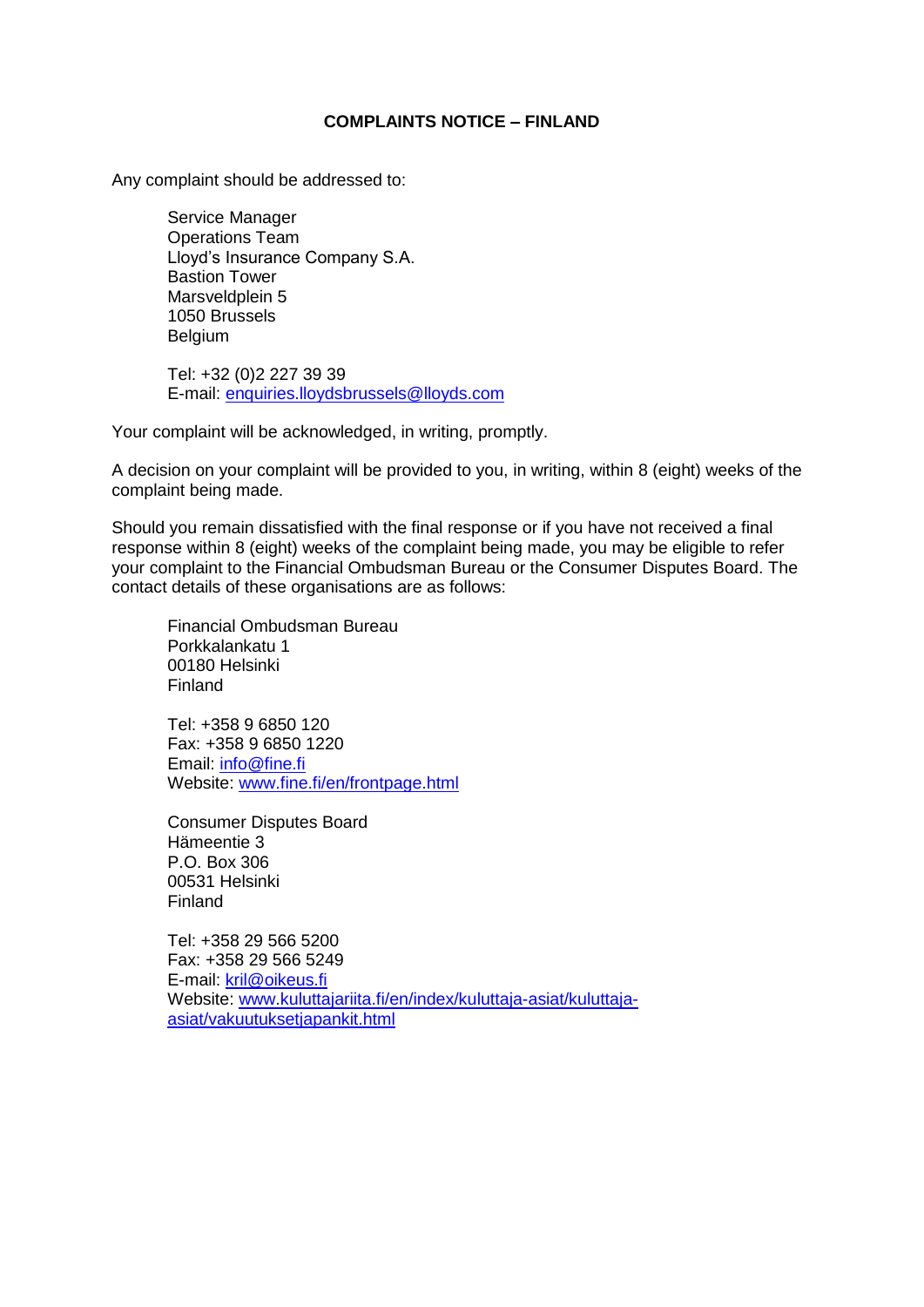# COMPLAINTS NOTICE – FINLAND

Any complaint should be addressed to:

Service Manager
Operations Team
Lloyd's Insurance Company S.A.
Bastion Tower
Marsveldplein 5
1050 Brussels
Belgium

Tel: +32 (0)2 227 39 39
E-mail: enquiries.lloydsbrussels@lloyds.com

Your complaint will be acknowledged, in writing, promptly.

A decision on your complaint will be provided to you, in writing, within 8 (eight) weeks of the complaint being made.

Should you remain dissatisfied with the final response or if you have not received a final response within 8 (eight) weeks of the complaint being made, you may be eligible to refer your complaint to the Financial Ombudsman Bureau or the Consumer Disputes Board. The contact details of these organisations are as follows:

Financial Ombudsman Bureau
Porkkalankatu 1
00180 Helsinki
Finland

Tel: +358 9 6850 120
Fax: +358 9 6850 1220
Email: info@fine.fi
Website: www.fine.fi/en/frontpage.html

Consumer Disputes Board
Hämeentie 3
P.O. Box 306
00531 Helsinki
Finland

Tel: +358 29 566 5200
Fax: +358 29 566 5249
E-mail: kril@oikeus.fi
Website: www.kuluttajariita.fi/en/index/kuluttaja-asiat/kuluttaja-asiat/vakuutuksetjapankit.html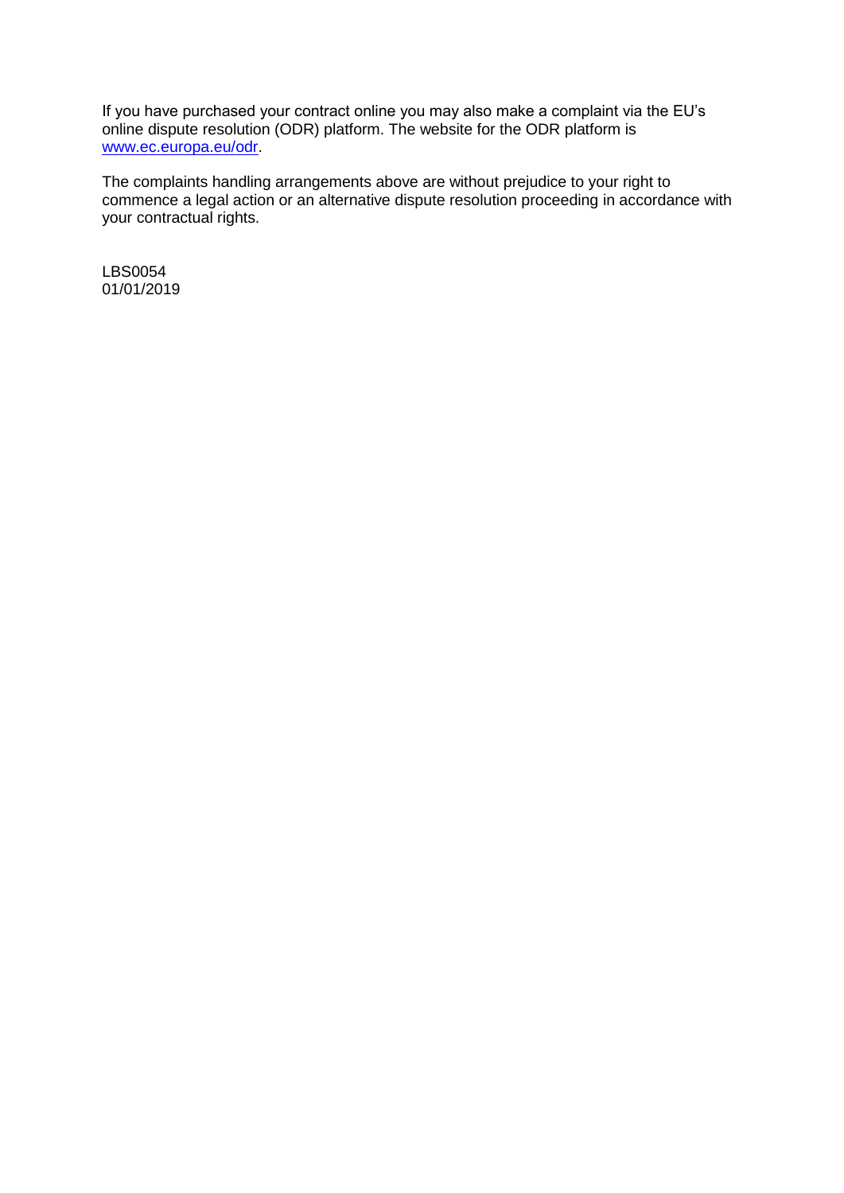If you have purchased your contract online you may also make a complaint via the EU's online dispute resolution (ODR) platform. The website for the ODR platform is [www.ec.europa.eu/odr](http://www.ec.europa.eu/odr).

The complaints handling arrangements above are without prejudice to your right to commence a legal action or an alternative dispute resolution proceeding in accordance with your contractual rights.

LBS0054
01/01/2019